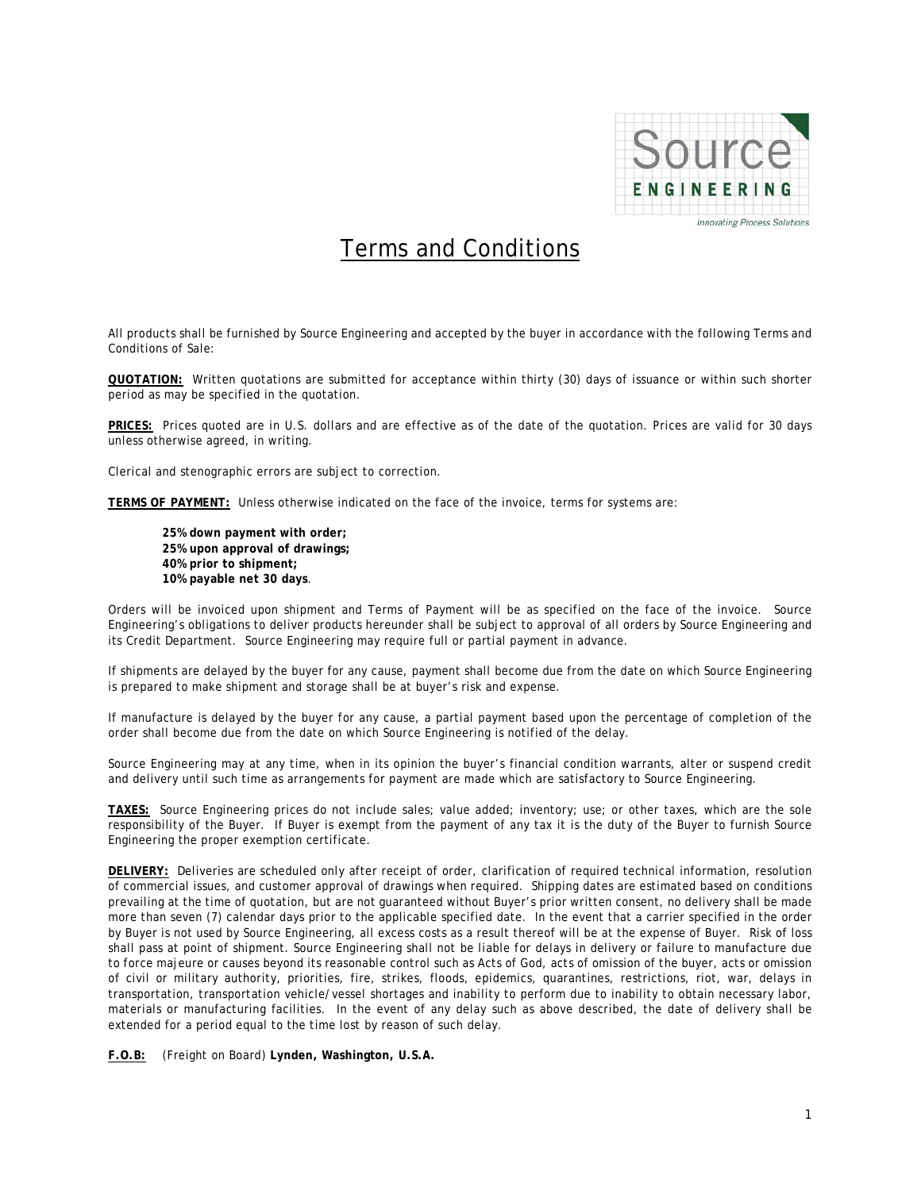Source ENGINEERING

Innovating Process Solutions

# Terms and Conditions

All products shall be furnished by Source Engineering and accepted by the buyer in accordance with the following Terms and Conditions of Sale:

**QUOTATION:** Written quotations are submitted for acceptance within thirty (30) days of issuance or within such shorter period as may be specified in the quotation.

**PRICES:** Prices quoted are in U.S. dollars and are effective as of the date of the quotation. Prices are valid for 30 days unless otherwise agreed, in writing.

Clerical and stenographic errors are subject to correction.

**TERMS OF PAYMENT:** Unless otherwise indicated on the face of the invoice, terms for systems are:

> **25% down payment with order;**
> **25% upon approval of drawings;**
> **40% prior to shipment;**
> **10% payable net 30 days**.

Orders will be invoiced upon shipment and Terms of Payment will be as specified on the face of the invoice. Source Engineering's obligations to deliver products hereunder shall be subject to approval of all orders by Source Engineering and its Credit Department. Source Engineering may require full or partial payment in advance.

If shipments are delayed by the buyer for any cause, payment shall become due from the date on which Source Engineering is prepared to make shipment and storage shall be at buyer's risk and expense.

If manufacture is delayed by the buyer for any cause, a partial payment based upon the percentage of completion of the order shall become due from the date on which Source Engineering is notified of the delay.

Source Engineering may at any time, when in its opinion the buyer's financial condition warrants, alter or suspend credit and delivery until such time as arrangements for payment are made which are satisfactory to Source Engineering.

**TAXES:** Source Engineering prices do not include sales; value added; inventory; use; or other taxes, which are the sole responsibility of the Buyer. If Buyer is exempt from the payment of any tax it is the duty of the Buyer to furnish Source Engineering the proper exemption certificate.

**DELIVERY:** Deliveries are scheduled only after receipt of order, clarification of required technical information, resolution of commercial issues, and customer approval of drawings when required. Shipping dates are estimated based on conditions prevailing at the time of quotation, but are not guaranteed without Buyer's prior written consent, no delivery shall be made more than seven (7) calendar days prior to the applicable specified date. In the event that a carrier specified in the order by Buyer is not used by Source Engineering, all excess costs as a result thereof will be at the expense of Buyer. Risk of loss shall pass at point of shipment. Source Engineering shall not be liable for delays in delivery or failure to manufacture due to force majeure or causes beyond its reasonable control such as Acts of God, acts of omission of the buyer, acts or omission of civil or military authority, priorities, fire, strikes, floods, epidemics, quarantines, restrictions, riot, war, delays in transportation, transportation vehicle/vessel shortages and inability to perform due to inability to obtain necessary labor, materials or manufacturing facilities. In the event of any delay such as above described, the date of delivery shall be extended for a period equal to the time lost by reason of such delay.

**F.O.B:** (Freight on Board) **Lynden, Washington, U.S.A.**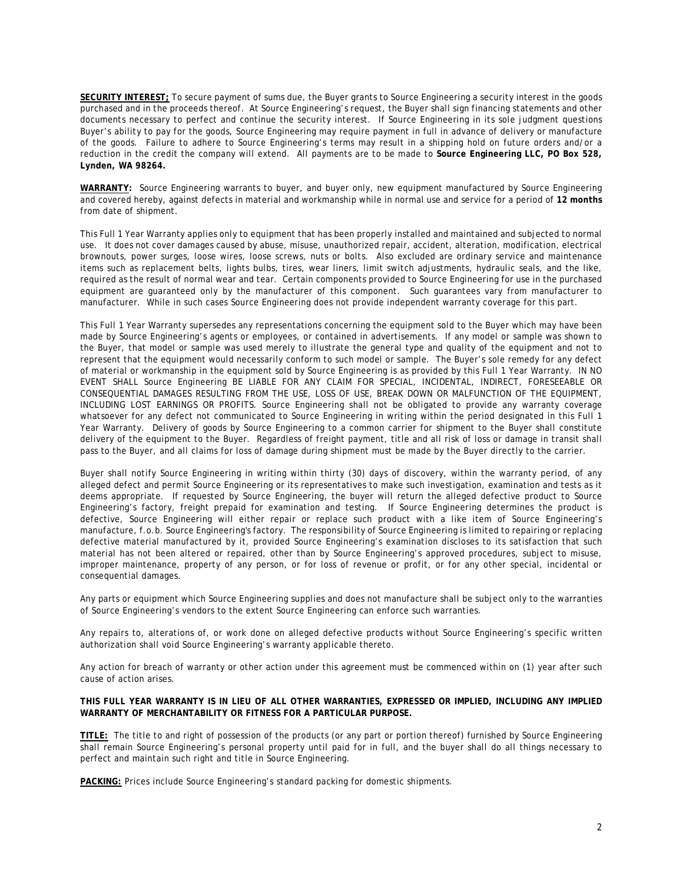**SECURITY INTEREST;** To secure payment of sums due, the Buyer grants to Source Engineering a security interest in the goods purchased and in the proceeds thereof. At Source Engineering's request, the Buyer shall sign financing statements and other documents necessary to perfect and continue the security interest. If Source Engineering in its sole judgment questions Buyer's ability to pay for the goods, Source Engineering may require payment in full in advance of delivery or manufacture of the goods. Failure to adhere to Source Engineering's terms may result in a shipping hold on future orders and/or a reduction in the credit the company will extend. All payments are to be made to **Source Engineering LLC, PO Box 528, Lynden, WA 98264.**

**WARRANTY:** Source Engineering warrants to buyer, and buyer only, new equipment manufactured by Source Engineering and covered hereby, against defects in material and workmanship while in normal use and service for a period of **12 months** from date of shipment.

This Full 1 Year Warranty applies only to equipment that has been properly installed and maintained and subjected to normal use. It does not cover damages caused by abuse, misuse, unauthorized repair, accident, alteration, modification, electrical brownouts, power surges, loose wires, loose screws, nuts or bolts. Also excluded are ordinary service and maintenance items such as replacement belts, lights bulbs, tires, wear liners, limit switch adjustments, hydraulic seals, and the like, required as the result of normal wear and tear. Certain components provided to Source Engineering for use in the purchased equipment are guaranteed only by the manufacturer of this component. Such guarantees vary from manufacturer to manufacturer. While in such cases Source Engineering does not provide independent warranty coverage for this part.

This Full 1 Year Warranty supersedes any representations concerning the equipment sold to the Buyer which may have been made by Source Engineering's agents or employees, or contained in advertisements. If any model or sample was shown to the Buyer, that model or sample was used merely to illustrate the general type and quality of the equipment and not to represent that the equipment would necessarily conform to such model or sample. The Buyer's sole remedy for any defect of material or workmanship in the equipment sold by Source Engineering is as provided by this Full 1 Year Warranty. IN NO EVENT SHALL Source Engineering BE LIABLE FOR ANY CLAIM FOR SPECIAL, INCIDENTAL, INDIRECT, FORESEEABLE OR CONSEQUENTIAL DAMAGES RESULTING FROM THE USE, LOSS OF USE, BREAK DOWN OR MALFUNCTION OF THE EQUIPMENT, INCLUDING LOST EARNINGS OR PROFITS. Source Engineering shall not be obligated to provide any warranty coverage whatsoever for any defect not communicated to Source Engineering in writing within the period designated in this Full 1 Year Warranty. Delivery of goods by Source Engineering to a common carrier for shipment to the Buyer shall constitute delivery of the equipment to the Buyer. Regardless of freight payment, title and all risk of loss or damage in transit shall pass to the Buyer, and all claims for loss of damage during shipment must be made by the Buyer directly to the carrier.

Buyer shall notify Source Engineering in writing within thirty (30) days of discovery, within the warranty period, of any alleged defect and permit Source Engineering or its representatives to make such investigation, examination and tests as it deems appropriate. If requested by Source Engineering, the buyer will return the alleged defective product to Source Engineering's factory, freight prepaid for examination and testing. If Source Engineering determines the product is defective, Source Engineering will either repair or replace such product with a like item of Source Engineering's manufacture, f.o.b. Source Engineering's factory. The responsibility of Source Engineering is limited to repairing or replacing defective material manufactured by it, provided Source Engineering's examination discloses to its satisfaction that such material has not been altered or repaired, other than by Source Engineering's approved procedures, subject to misuse, improper maintenance, property of any person, or for loss of revenue or profit, or for any other special, incidental or consequential damages.

Any parts or equipment which Source Engineering supplies and does not manufacture shall be subject only to the warranties of Source Engineering's vendors to the extent Source Engineering can enforce such warranties.

Any repairs to, alterations of, or work done on alleged defective products without Source Engineering's specific written authorization shall void Source Engineering's warranty applicable thereto.

Any action for breach of warranty or other action under this agreement must be commenced within on (1) year after such cause of action arises.

**THIS FULL YEAR WARRANTY IS IN LIEU OF ALL OTHER WARRANTIES, EXPRESSED OR IMPLIED, INCLUDING ANY IMPLIED WARRANTY OF MERCHANTABILITY OR FITNESS FOR A PARTICULAR PURPOSE.**

**TITLE:** The title to and right of possession of the products (or any part or portion thereof) furnished by Source Engineering shall remain Source Engineering's personal property until paid for in full, and the buyer shall do all things necessary to perfect and maintain such right and title in Source Engineering.

**PACKING:** Prices include Source Engineering's standard packing for domestic shipments.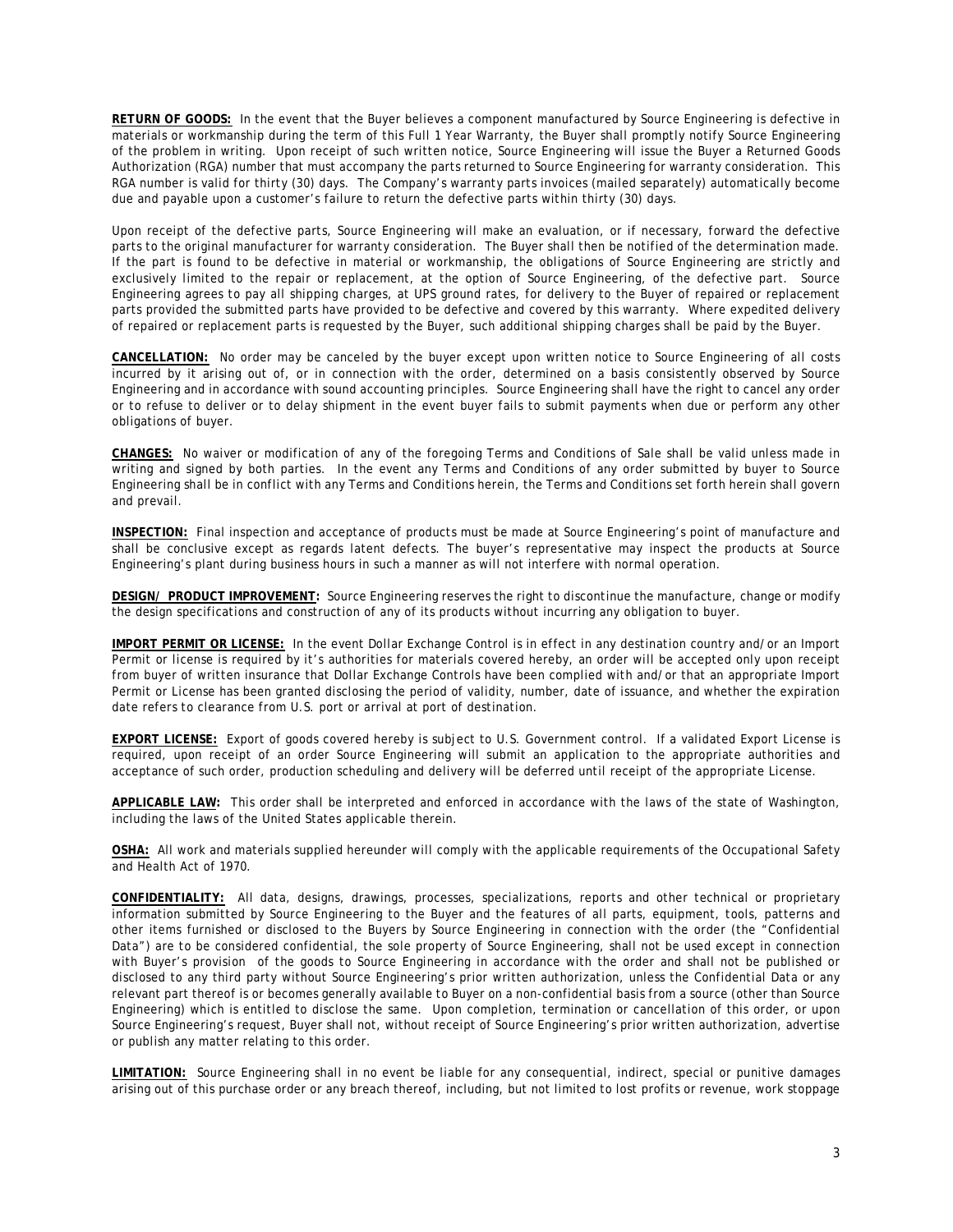**RETURN OF GOODS:** In the event that the Buyer believes a component manufactured by Source Engineering is defective in materials or workmanship during the term of this Full 1 Year Warranty, the Buyer shall promptly notify Source Engineering of the problem in writing. Upon receipt of such written notice, Source Engineering will issue the Buyer a Returned Goods Authorization (RGA) number that must accompany the parts returned to Source Engineering for warranty consideration. This RGA number is valid for thirty (30) days. The Company's warranty parts invoices (mailed separately) automatically become due and payable upon a customer's failure to return the defective parts within thirty (30) days.

Upon receipt of the defective parts, Source Engineering will make an evaluation, or if necessary, forward the defective parts to the original manufacturer for warranty consideration. The Buyer shall then be notified of the determination made. If the part is found to be defective in material or workmanship, the obligations of Source Engineering are strictly and exclusively limited to the repair or replacement, at the option of Source Engineering, of the defective part. Source Engineering agrees to pay all shipping charges, at UPS ground rates, for delivery to the Buyer of repaired or replacement parts provided the submitted parts have provided to be defective and covered by this warranty. Where expedited delivery of repaired or replacement parts is requested by the Buyer, such additional shipping charges shall be paid by the Buyer.

**CANCELLATION:** No order may be canceled by the buyer except upon written notice to Source Engineering of all costs incurred by it arising out of, or in connection with the order, determined on a basis consistently observed by Source Engineering and in accordance with sound accounting principles. Source Engineering shall have the right to cancel any order or to refuse to deliver or to delay shipment in the event buyer fails to submit payments when due or perform any other obligations of buyer.

**CHANGES:** No waiver or modification of any of the foregoing Terms and Conditions of Sale shall be valid unless made in writing and signed by both parties. In the event any Terms and Conditions of any order submitted by buyer to Source Engineering shall be in conflict with any Terms and Conditions herein, the Terms and Conditions set forth herein shall govern and prevail.

**INSPECTION:** Final inspection and acceptance of products must be made at Source Engineering's point of manufacture and shall be conclusive except as regards latent defects. The buyer's representative may inspect the products at Source Engineering's plant during business hours in such a manner as will not interfere with normal operation.

**DESIGN/ PRODUCT IMPROVEMENT:** Source Engineering reserves the right to discontinue the manufacture, change or modify the design specifications and construction of any of its products without incurring any obligation to buyer.

**IMPORT PERMIT OR LICENSE:** In the event Dollar Exchange Control is in effect in any destination country and/or an Import Permit or license is required by it's authorities for materials covered hereby, an order will be accepted only upon receipt from buyer of written insurance that Dollar Exchange Controls have been complied with and/or that an appropriate Import Permit or License has been granted disclosing the period of validity, number, date of issuance, and whether the expiration date refers to clearance from U.S. port or arrival at port of destination.

**EXPORT LICENSE:** Export of goods covered hereby is subject to U.S. Government control. If a validated Export License is required, upon receipt of an order Source Engineering will submit an application to the appropriate authorities and acceptance of such order, production scheduling and delivery will be deferred until receipt of the appropriate License.

**APPLICABLE LAW:** This order shall be interpreted and enforced in accordance with the laws of the state of Washington, including the laws of the United States applicable therein.

**OSHA:** All work and materials supplied hereunder will comply with the applicable requirements of the Occupational Safety and Health Act of 1970.

**CONFIDENTIALITY:** All data, designs, drawings, processes, specializations, reports and other technical or proprietary information submitted by Source Engineering to the Buyer and the features of all parts, equipment, tools, patterns and other items furnished or disclosed to the Buyers by Source Engineering in connection with the order (the "Confidential Data") are to be considered confidential, the sole property of Source Engineering, shall not be used except in connection with Buyer's provision of the goods to Source Engineering in accordance with the order and shall not be published or disclosed to any third party without Source Engineering's prior written authorization, unless the Confidential Data or any relevant part thereof is or becomes generally available to Buyer on a non-confidential basis from a source (other than Source Engineering) which is entitled to disclose the same. Upon completion, termination or cancellation of this order, or upon Source Engineering's request, Buyer shall not, without receipt of Source Engineering's prior written authorization, advertise or publish any matter relating to this order.

**LIMITATION:** Source Engineering shall in no event be liable for any consequential, indirect, special or punitive damages arising out of this purchase order or any breach thereof, including, but not limited to lost profits or revenue, work stoppage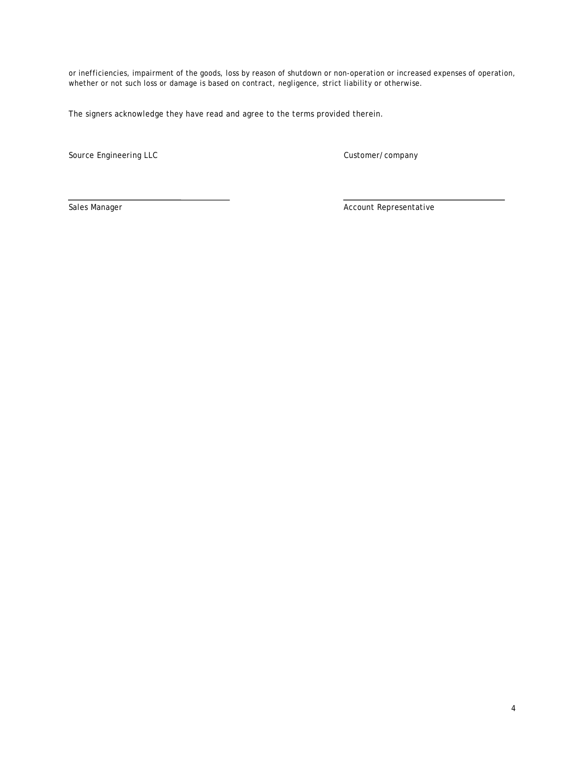or inefficiencies, impairment of the goods, loss by reason of shutdown or non-operation or increased expenses of operation, whether or not such loss or damage is based on contract, negligence, strict liability or otherwise.

The signers acknowledge they have read and agree to the terms provided therein.

| | |
|---|---|
| Source Engineering LLC | Customer/company |
| ______________________________ | ______________________________ |
| Sales Manager | Account Representative |